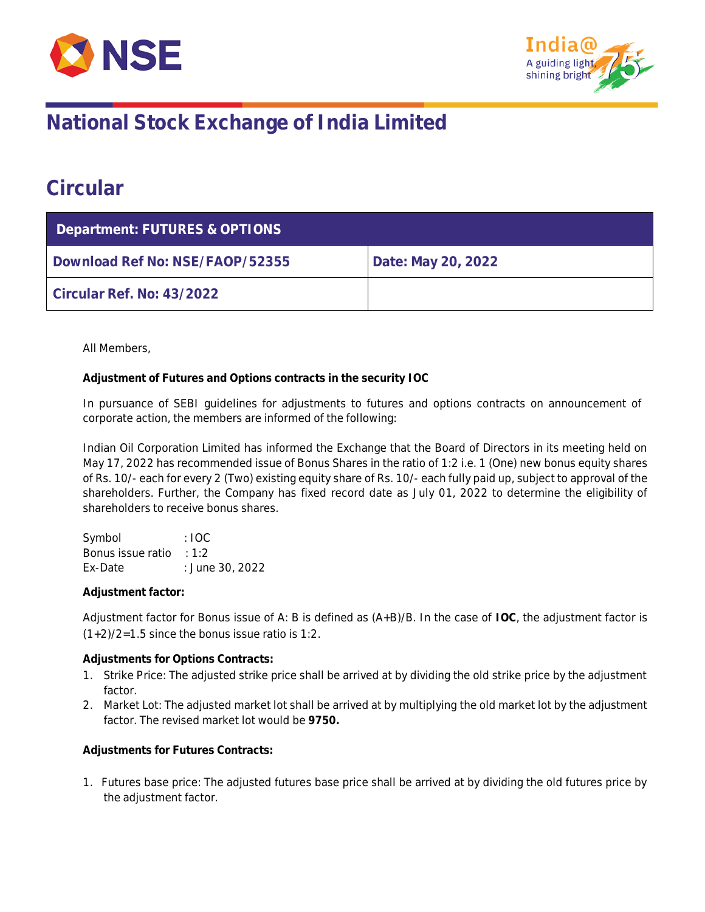# National Stock Exchange of India Limited

## Circular

| Department: FUTURES & OPTIONS | |
|---|---|
| **Download Ref No: NSE/FAOP/52355** | **Date: May 20, 2022** |
| **Circular Ref. No: 43/2022** | |

All Members,

**Adjustment of Futures and Options contracts in the security IOC**

In pursuance of SEBI guidelines for adjustments to futures and options contracts on announcement of corporate action, the members are informed of the following:

Indian Oil Corporation Limited has informed the Exchange that the Board of Directors in its meeting held on May 17, 2022 has recommended issue of Bonus Shares in the ratio of 1:2 i.e. 1 (One) new bonus equity shares of Rs. 10/- each for every 2 (Two) existing equity share of Rs. 10/- each fully paid up, subject to approval of the shareholders. Further, the Company has fixed record date as July 01, 2022 to determine the eligibility of shareholders to receive bonus shares.

Symbol : IOC
Bonus issue ratio : 1:2
Ex-Date : June 30, 2022

**Adjustment factor:**

Adjustment factor for Bonus issue of A: B is defined as (A+B)/B. In the case of **IOC**, the adjustment factor is (1+2)/2=1.5 since the bonus issue ratio is 1:2.

**Adjustments for Options Contracts:**

1. Strike Price: The adjusted strike price shall be arrived at by dividing the old strike price by the adjustment factor.
2. Market Lot: The adjusted market lot shall be arrived at by multiplying the old market lot by the adjustment factor. The revised market lot would be **9750.**

**Adjustments for Futures Contracts:**

1. Futures base price: The adjusted futures base price shall be arrived at by dividing the old futures price by the adjustment factor.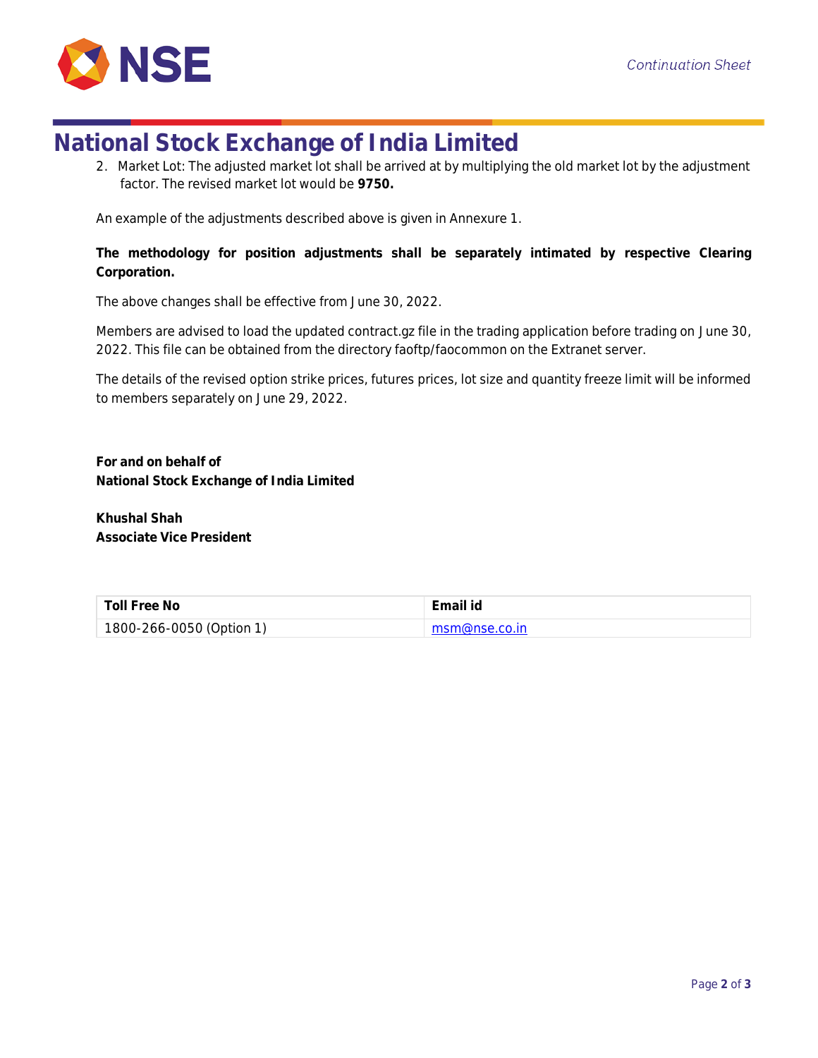2. Market Lot: The adjusted market lot shall be arrived at by multiplying the old market lot by the adjustment factor. The revised market lot would be **9750.**

An example of the adjustments described above is given in Annexure 1.

**The methodology for position adjustments shall be separately intimated by respective Clearing Corporation.**

The above changes shall be effective from June 30, 2022.

Members are advised to load the updated contract.gz file in the trading application before trading on June 30, 2022. This file can be obtained from the directory faoftp/faocommon on the Extranet server.

The details of the revised option strike prices, futures prices, lot size and quantity freeze limit will be informed to members separately on June 29, 2022.

**For and on behalf of**
**National Stock Exchange of India Limited**

**Khushal Shah**
**Associate Vice President**

| Toll Free No | Email id |
|---|---|
| 1800-266-0050 (Option 1) | msm@nse.co.in |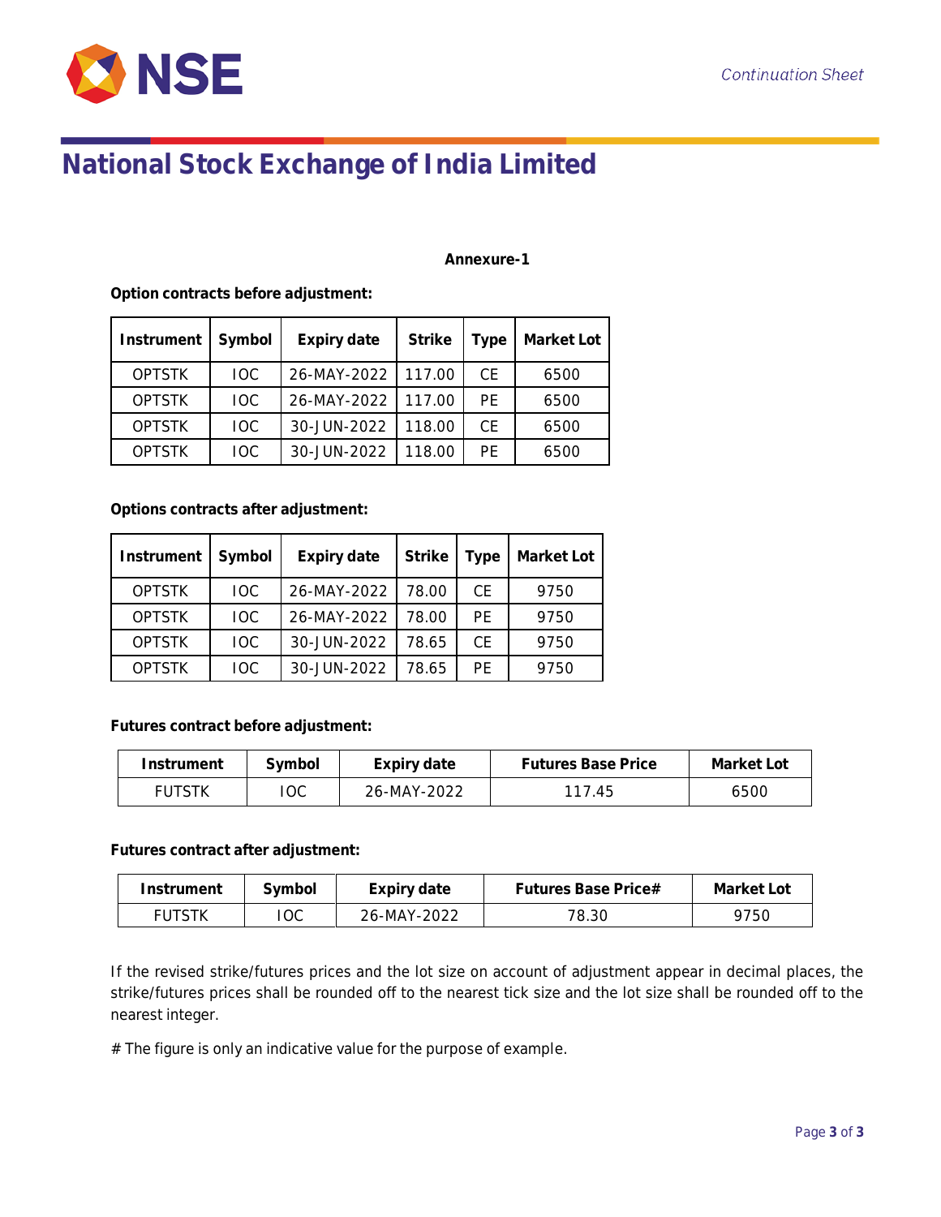## Annexure-1

**Option contracts before adjustment:**

| Instrument | Symbol | Expiry date | Strike | Type | Market Lot |
|---|---|---|---|---|---|
| OPTSTK | IOC | 26-MAY-2022 | 117.00 | CE | 6500 |
| OPTSTK | IOC | 26-MAY-2022 | 117.00 | PE | 6500 |
| OPTSTK | IOC | 30-JUN-2022 | 118.00 | CE | 6500 |
| OPTSTK | IOC | 30-JUN-2022 | 118.00 | PE | 6500 |

**Options contracts after adjustment:**

| Instrument | Symbol | Expiry date | Strike | Type | Market Lot |
|---|---|---|---|---|---|
| OPTSTK | IOC | 26-MAY-2022 | 78.00 | CE | 9750 |
| OPTSTK | IOC | 26-MAY-2022 | 78.00 | PE | 9750 |
| OPTSTK | IOC | 30-JUN-2022 | 78.65 | CE | 9750 |
| OPTSTK | IOC | 30-JUN-2022 | 78.65 | PE | 9750 |

**Futures contract before adjustment:**

| Instrument | Symbol | Expiry date | Futures Base Price | Market Lot |
|---|---|---|---|---|
| FUTSTK | IOC | 26-MAY-2022 | 117.45 | 6500 |

**Futures contract after adjustment:**

| Instrument | Symbol | Expiry date | Futures Base Price# | Market Lot |
|---|---|---|---|---|
| FUTSTK | IOC | 26-MAY-2022 | 78.30 | 9750 |

If the revised strike/futures prices and the lot size on account of adjustment appear in decimal places, the strike/futures prices shall be rounded off to the nearest tick size and the lot size shall be rounded off to the nearest integer.

# The figure is only an indicative value for the purpose of example.